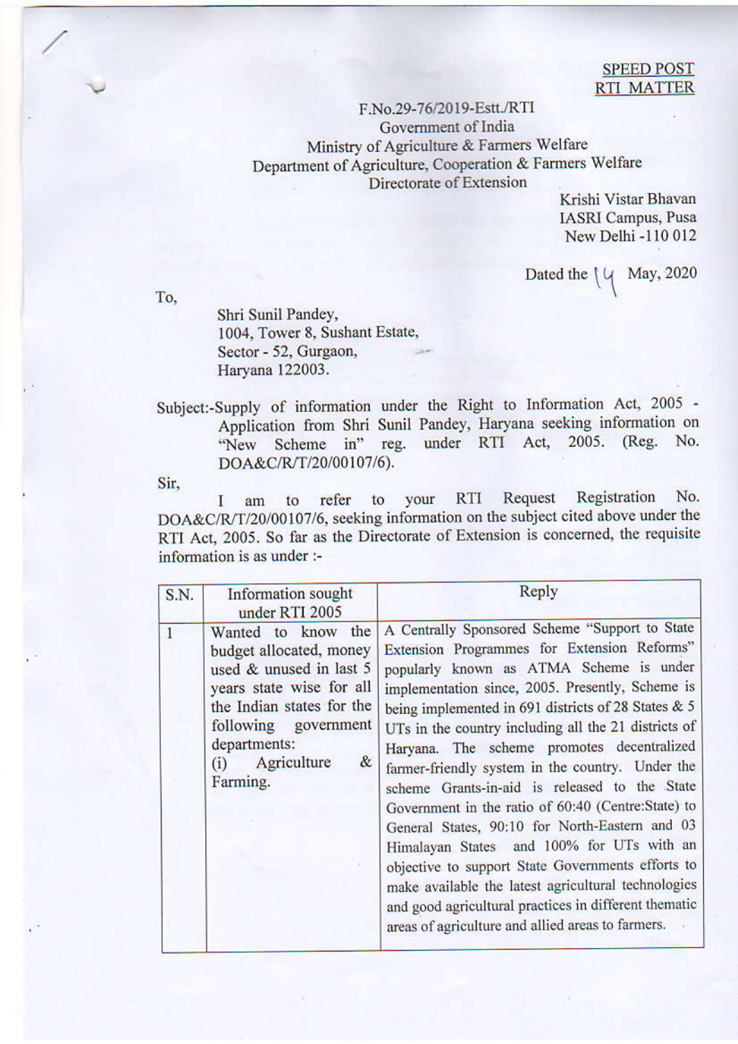**SPEED POST**
**RTI MATTER**

F.No.29-76/2019-Estt./RTI
Government of India
Ministry of Agriculture & Farmers Welfare
Department of Agriculture, Cooperation & Farmers Welfare
Directorate of Extension

Krishi Vistar Bhavan
IASRI Campus, Pusa
New Delhi -110 012

Dated the 14 May, 2020

To,

Shri Sunil Pandey,
1004, Tower 8, Sushant Estate,
Sector - 52, Gurgaon,
Haryana 122003.

Subject:-Supply of information under the Right to Information Act, 2005 - Application from Shri Sunil Pandey, Haryana seeking information on "New Scheme in" reg. under RTI Act, 2005. (Reg. No. DOA&C/R/T/20/00107/6).

Sir,

I am to refer to your RTI Request Registration No. DOA&C/R/T/20/00107/6, seeking information on the subject cited above under the RTI Act, 2005. So far as the Directorate of Extension is concerned, the requisite information is as under :-

| S.N. | Information sought under RTI 2005 | Reply |
|---|---|---|
| 1 | Wanted to know the budget allocated, money used & unused in last 5 years state wise for all the Indian states for the following government departments:<br>(i) Agriculture & Farming. | A Centrally Sponsored Scheme "Support to State Extension Programmes for Extension Reforms" popularly known as ATMA Scheme is under implementation since, 2005. Presently, Scheme is being implemented in 691 districts of 28 States & 5 UTs in the country including all the 21 districts of Haryana. The scheme promotes decentralized farmer-friendly system in the country. Under the scheme Grants-in-aid is released to the State Government in the ratio of 60:40 (Centre:State) to General States, 90:10 for North-Eastern and 03 Himalayan States and 100% for UTs with an objective to support State Governments efforts to make available the latest agricultural technologies and good agricultural practices in different thematic areas of agriculture and allied areas to farmers. |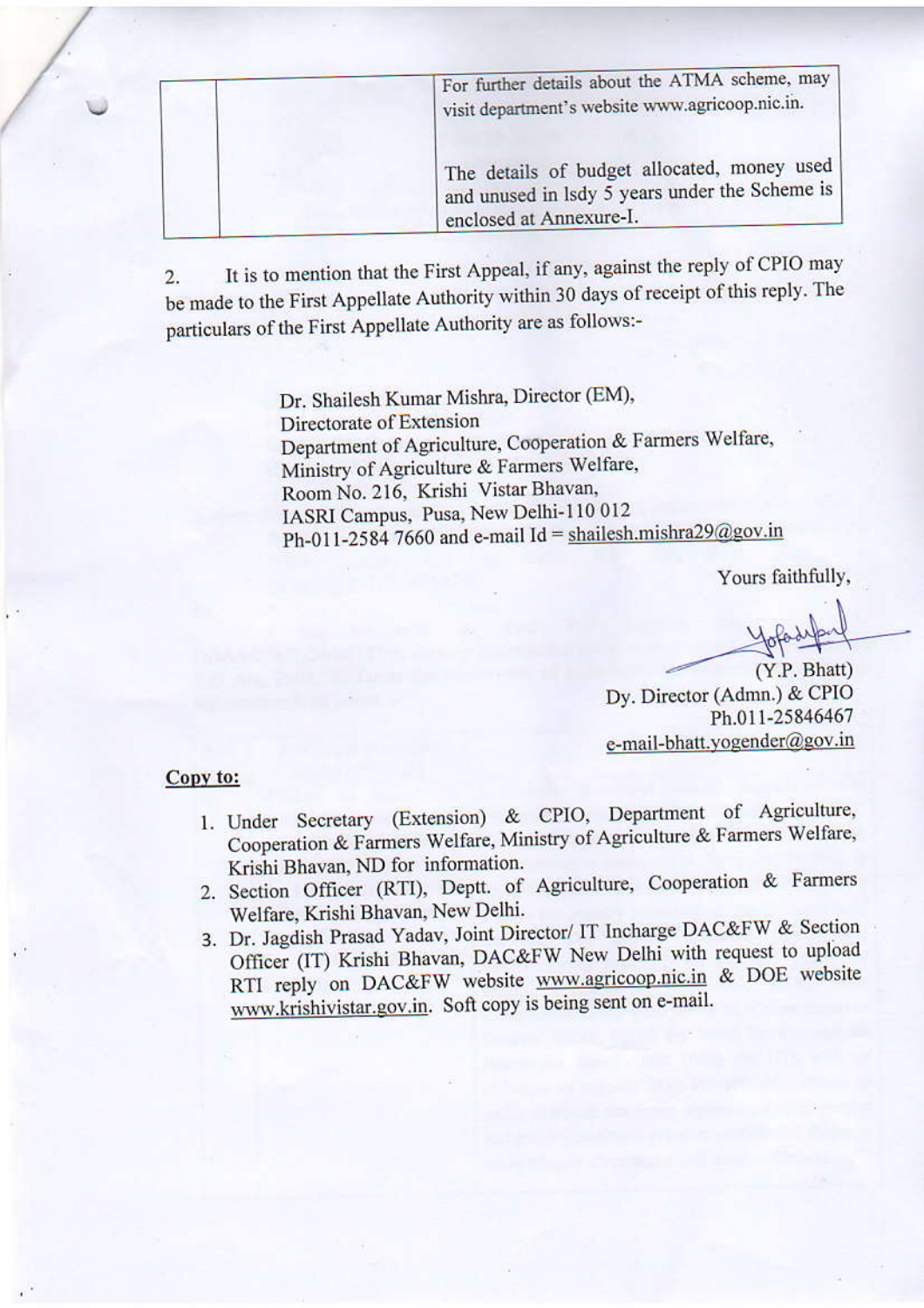| | | |
|---|---|---|
| | | For further details about the ATMA scheme, may visit department's website www.agricoop.nic.in.<br><br>The details of budget allocated, money used and unused in lsdy 5 years under the Scheme is enclosed at Annexure-I. |

2. It is to mention that the First Appeal, if any, against the reply of CPIO may be made to the First Appellate Authority within 30 days of receipt of this reply. The particulars of the First Appellate Authority are as follows:-

Dr. Shailesh Kumar Mishra, Director (EM),
Directorate of Extension
Department of Agriculture, Cooperation & Farmers Welfare,
Ministry of Agriculture & Farmers Welfare,
Room No. 216, Krishi Vistar Bhavan,
IASRI Campus, Pusa, New Delhi-110 012
Ph-011-2584 7660 and e-mail Id = shailesh.mishra29@gov.in

Yours faithfully,

(Y.P. Bhatt)
Dy. Director (Admn.) & CPIO
Ph.011-25846467
e-mail-bhatt.yogender@gov.in

**Copy to:**

1. Under Secretary (Extension) & CPIO, Department of Agriculture, Cooperation & Farmers Welfare, Ministry of Agriculture & Farmers Welfare, Krishi Bhavan, ND for information.
2. Section Officer (RTI), Deptt. of Agriculture, Cooperation & Farmers Welfare, Krishi Bhavan, New Delhi.
3. Dr. Jagdish Prasad Yadav, Joint Director/ IT Incharge DAC&FW & Section Officer (IT) Krishi Bhavan, DAC&FW New Delhi with request to upload RTI reply on DAC&FW website www.agricoop.nic.in & DOE website www.krishivistar.gov.in. Soft copy is being sent on e-mail.